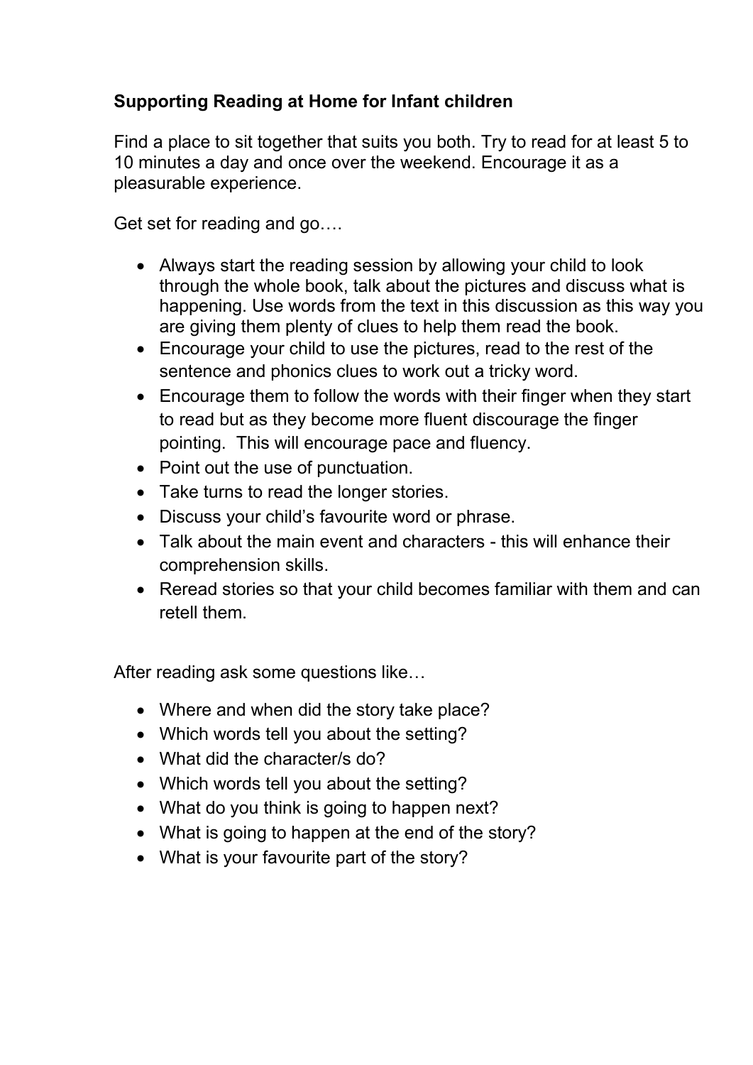**Supporting Reading at Home for Infant children**

Find a place to sit together that suits you both. Try to read for at least 5 to 10 minutes a day and once over the weekend. Encourage it as a pleasurable experience.

Get set for reading and go….

- Always start the reading session by allowing your child to look through the whole book, talk about the pictures and discuss what is happening. Use words from the text in this discussion as this way you are giving them plenty of clues to help them read the book.
- Encourage your child to use the pictures, read to the rest of the sentence and phonics clues to work out a tricky word.
- Encourage them to follow the words with their finger when they start to read but as they become more fluent discourage the finger pointing. This will encourage pace and fluency.
- Point out the use of punctuation.
- Take turns to read the longer stories.
- Discuss your child's favourite word or phrase.
- Talk about the main event and characters - this will enhance their comprehension skills.
- Reread stories so that your child becomes familiar with them and can retell them.

After reading ask some questions like…

- Where and when did the story take place?
- Which words tell you about the setting?
- What did the character/s do?
- Which words tell you about the setting?
- What do you think is going to happen next?
- What is going to happen at the end of the story?
- What is your favourite part of the story?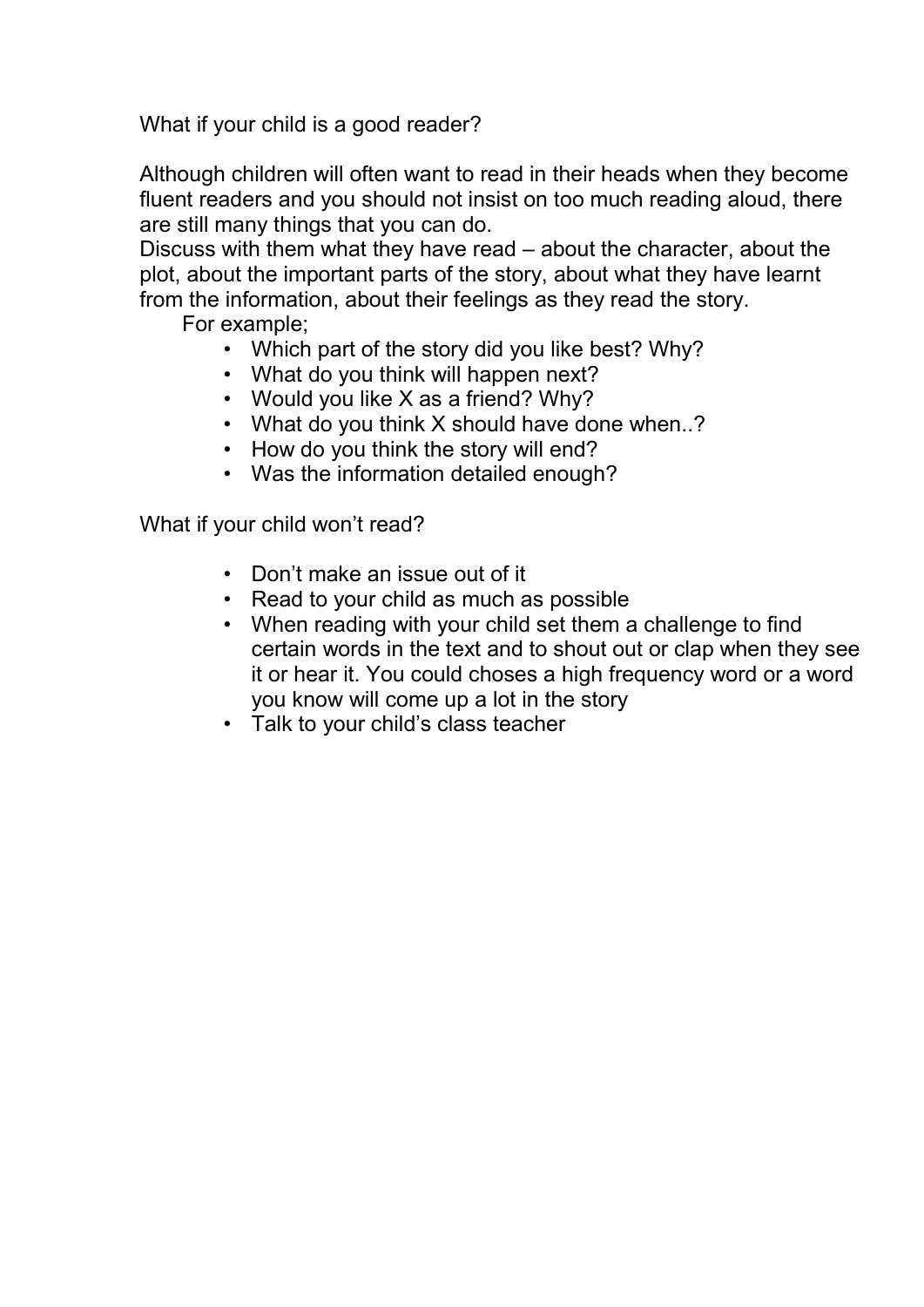What if your child is a good reader?

Although children will often want to read in their heads when they become fluent readers and you should not insist on too much reading aloud, there are still many things that you can do.

Discuss with them what they have read – about the character, about the plot, about the important parts of the story, about what they have learnt from the information, about their feelings as they read the story.

For example;

- Which part of the story did you like best? Why?
- What do you think will happen next?
- Would you like X as a friend? Why?
- What do you think X should have done when..?
- How do you think the story will end?
- Was the information detailed enough?

What if your child won't read?

- Don't make an issue out of it
- Read to your child as much as possible
- When reading with your child set them a challenge to find certain words in the text and to shout out or clap when they see it or hear it. You could choses a high frequency word or a word you know will come up a lot in the story
- Talk to your child's class teacher